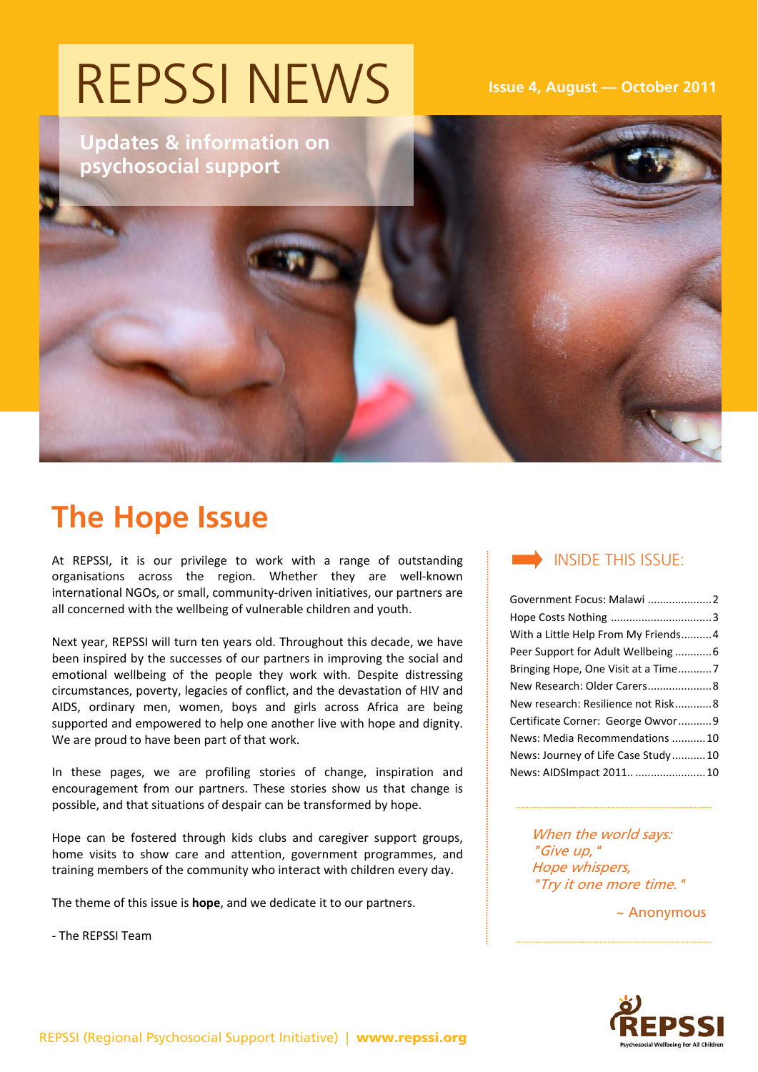# REPSSI NEWS

Issue 4, August — October 2011

Updates & information on psychosocial support

## The Hope Issue

At REPSSI, it is our privilege to work with a range of outstanding organisations across the region. Whether they are well-known international NGOs, or small, community-driven initiatives, our partners are all concerned with the wellbeing of vulnerable children and youth.

Next year, REPSSI will turn ten years old. Throughout this decade, we have been inspired by the successes of our partners in improving the social and emotional wellbeing of the people they work with. Despite distressing circumstances, poverty, legacies of conflict, and the devastation of HIV and AIDS, ordinary men, women, boys and girls across Africa are being supported and empowered to help one another live with hope and dignity. We are proud to have been part of that work.

In these pages, we are profiling stories of change, inspiration and encouragement from our partners. These stories show us that change is possible, and that situations of despair can be transformed by hope.

Hope can be fostered through kids clubs and caregiver support groups, home visits to show care and attention, government programmes, and training members of the community who interact with children every day.

The theme of this issue is **hope**, and we dedicate it to our partners.

- The REPSSI Team

### INSIDE THIS ISSUE:

- Government Focus: Malawi .......... 2
- Hope Costs Nothing .......... 3
- With a Little Help From My Friends .......... 4
- Peer Support for Adult Wellbeing .......... 6
- Bringing Hope, One Visit at a Time .......... 7
- New Research: Older Carers .......... 8
- New research: Resilience not Risk .......... 8
- Certificate Corner: George Owvor .......... 9
- News: Media Recommendations .......... 10
- News: Journey of Life Case Study .......... 10
- News: AIDSImpact 2011.. .......... 10

*When the world says:*
*"Give up,"*
*Hope whispers,*
*"Try it one more time."*

~ Anonymous

REPSSI (Regional Psychosocial Support Initiative) | **www.repssi.org**

REPSSI — Psychosocial Wellbeing For All Children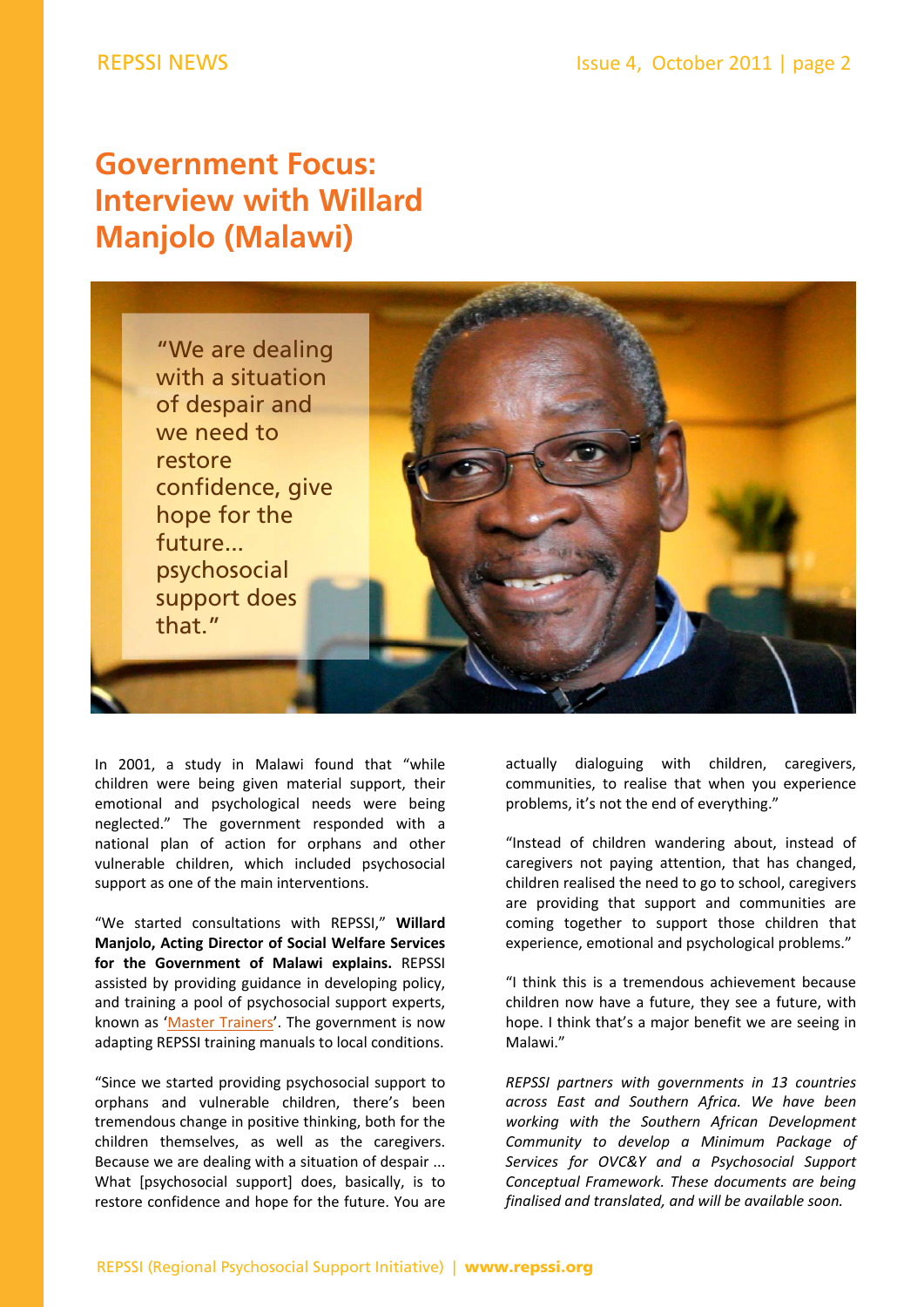# Government Focus: Interview with Willard Manjolo (Malawi)

"We are dealing with a situation of despair and we need to restore confidence, give hope for the future... psychosocial support does that."

In 2001, a study in Malawi found that "while children were being given material support, their emotional and psychological needs were being neglected." The government responded with a national plan of action for orphans and other vulnerable children, which included psychosocial support as one of the main interventions.

"We started consultations with REPSSI," **Willard Manjolo, Acting Director of Social Welfare Services for the Government of Malawi explains.** REPSSI assisted by providing guidance in developing policy, and training a pool of psychosocial support experts, known as 'Master Trainers'. The government is now adapting REPSSI training manuals to local conditions.

"Since we started providing psychosocial support to orphans and vulnerable children, there's been tremendous change in positive thinking, both for the children themselves, as well as the caregivers. Because we are dealing with a situation of despair ... What [psychosocial support] does, basically, is to restore confidence and hope for the future. You are actually dialoguing with children, caregivers, communities, to realise that when you experience problems, it's not the end of everything."

"Instead of children wandering about, instead of caregivers not paying attention, that has changed, children realised the need to go to school, caregivers are providing that support and communities are coming together to support those children that experience, emotional and psychological problems."

"I think this is a tremendous achievement because children now have a future, they see a future, with hope. I think that's a major benefit we are seeing in Malawi."

*REPSSI partners with governments in 13 countries across East and Southern Africa. We have been working with the Southern African Development Community to develop a Minimum Package of Services for OVC&Y and a Psychosocial Support Conceptual Framework. These documents are being finalised and translated, and will be available soon.*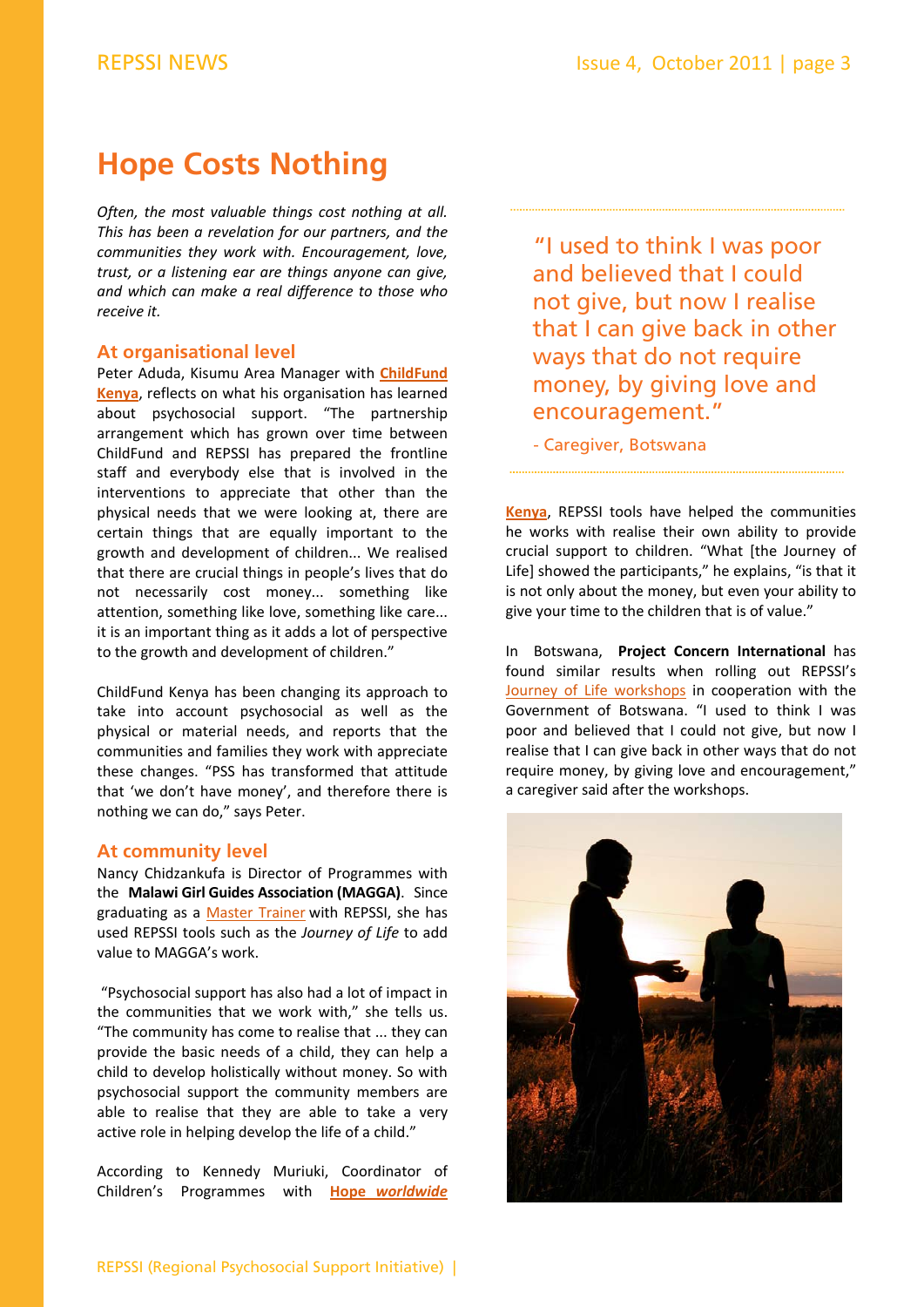# Hope Costs Nothing

*Often, the most valuable things cost nothing at all. This has been a revelation for our partners, and the communities they work with. Encouragement, love, trust, or a listening ear are things anyone can give, and which can make a real difference to those who receive it.*

## At organisational level

Peter Aduda, Kisumu Area Manager with **ChildFund Kenya**, reflects on what his organisation has learned about psychosocial support. "The partnership arrangement which has grown over time between ChildFund and REPSSI has prepared the frontline staff and everybody else that is involved in the interventions to appreciate that other than the physical needs that we were looking at, there are certain things that are equally important to the growth and development of children... We realised that there are crucial things in people's lives that do not necessarily cost money... something like attention, something like love, something like care... it is an important thing as it adds a lot of perspective to the growth and development of children."

ChildFund Kenya has been changing its approach to take into account psychosocial as well as the physical or material needs, and reports that the communities and families they work with appreciate these changes. "PSS has transformed that attitude that 'we don't have money', and therefore there is nothing we can do," says Peter.

## At community level

Nancy Chidzankufa is Director of Programmes with the **Malawi Girl Guides Association (MAGGA)**. Since graduating as a Master Trainer with REPSSI, she has used REPSSI tools such as the *Journey of Life* to add value to MAGGA's work.

"Psychosocial support has also had a lot of impact in the communities that we work with," she tells us. "The community has come to realise that ... they can provide the basic needs of a child, they can help a child to develop holistically without money. So with psychosocial support the community members are able to realise that they are able to take a very active role in helping develop the life of a child."

According to Kennedy Muriuki, Coordinator of Children's Programmes with **Hope *worldwide* Kenya**, REPSSI tools have helped the communities he works with realise their own ability to provide crucial support to children. "What [the Journey of Life] showed the participants," he explains, "is that it is not only about the money, but even your ability to give your time to the children that is of value."

> "I used to think I was poor and believed that I could not give, but now I realise that I can give back in other ways that do not require money, by giving love and encouragement."
>
> - Caregiver, Botswana

In Botswana, **Project Concern International** has found similar results when rolling out REPSSI's Journey of Life workshops in cooperation with the Government of Botswana. "I used to think I was poor and believed that I could not give, but now I realise that I can give back in other ways that do not require money, by giving love and encouragement," a caregiver said after the workshops.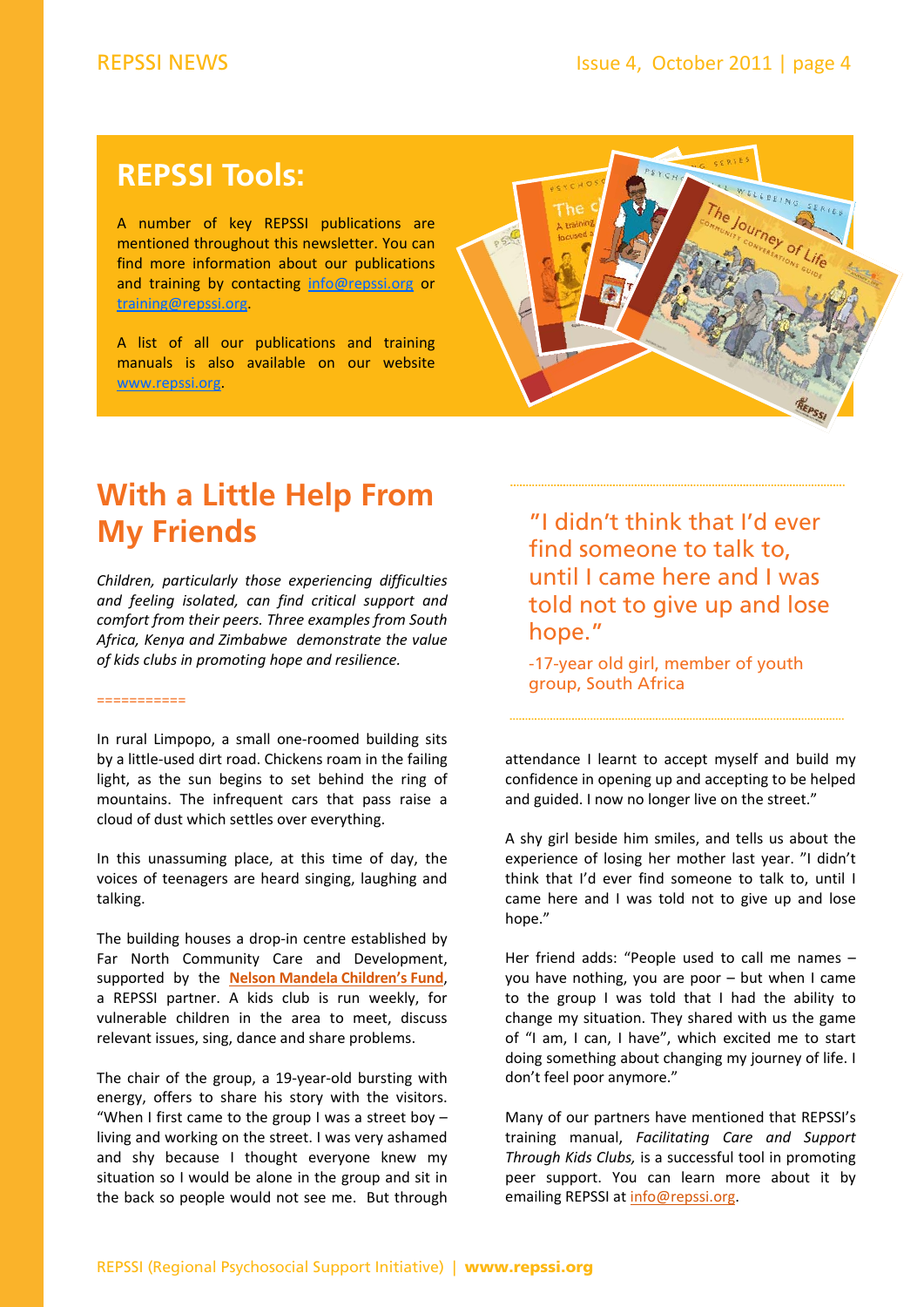## REPSSI Tools:

A number of key REPSSI publications are mentioned throughout this newsletter. You can find more information about our publications and training by contacting info@repssi.org or training@repssi.org.

A list of all our publications and training manuals is also available on our website www.repssi.org.

# With a Little Help From My Friends

*Children, particularly those experiencing difficulties and feeling isolated, can find critical support and comfort from their peers. Three examples from South Africa, Kenya and Zimbabwe demonstrate the value of kids clubs in promoting hope and resilience.*

===========

In rural Limpopo, a small one-roomed building sits by a little-used dirt road. Chickens roam in the failing light, as the sun begins to set behind the ring of mountains. The infrequent cars that pass raise a cloud of dust which settles over everything.

In this unassuming place, at this time of day, the voices of teenagers are heard singing, laughing and talking.

The building houses a drop-in centre established by Far North Community Care and Development, supported by the **Nelson Mandela Children's Fund**, a REPSSI partner. A kids club is run weekly, for vulnerable children in the area to meet, discuss relevant issues, sing, dance and share problems.

The chair of the group, a 19-year-old bursting with energy, offers to share his story with the visitors. "When I first came to the group I was a street boy – living and working on the street. I was very ashamed and shy because I thought everyone knew my situation so I would be alone in the group and sit in the back so people would not see me. But through attendance I learnt to accept myself and build my confidence in opening up and accepting to be helped and guided. I now no longer live on the street."

> "I didn't think that I'd ever find someone to talk to, until I came here and I was told not to give up and lose hope."
>
> -17-year old girl, member of youth group, South Africa

A shy girl beside him smiles, and tells us about the experience of losing her mother last year. "I didn't think that I'd ever find someone to talk to, until I came here and I was told not to give up and lose hope."

Her friend adds: "People used to call me names – you have nothing, you are poor – but when I came to the group I was told that I had the ability to change my situation. They shared with us the game of "I am, I can, I have", which excited me to start doing something about changing my journey of life. I don't feel poor anymore."

Many of our partners have mentioned that REPSSI's training manual, *Facilitating Care and Support Through Kids Clubs,* is a successful tool in promoting peer support. You can learn more about it by emailing REPSSI at info@repssi.org.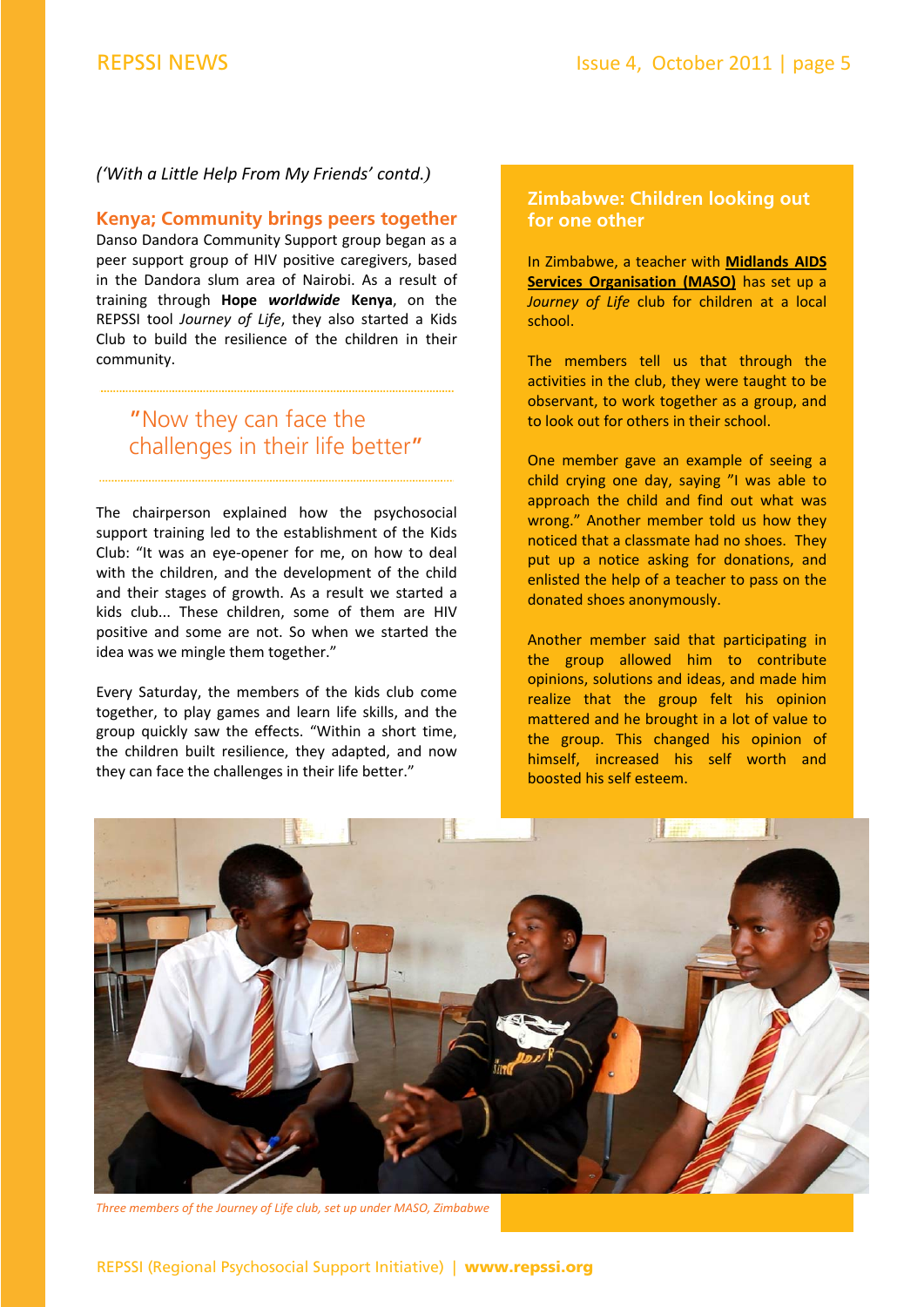*('With a Little Help From My Friends' contd.)*

## Kenya; Community brings peers together

Danso Dandora Community Support group began as a peer support group of HIV positive caregivers, based in the Dandora slum area of Nairobi. As a result of training through **Hope *worldwide* Kenya**, on the REPSSI tool *Journey of Life*, they also started a Kids Club to build the resilience of the children in their community.

> "Now they can face the challenges in their life better"

The chairperson explained how the psychosocial support training led to the establishment of the Kids Club: "It was an eye-opener for me, on how to deal with the children, and the development of the child and their stages of growth. As a result we started a kids club... These children, some of them are HIV positive and some are not. So when we started the idea was we mingle them together."

Every Saturday, the members of the kids club come together, to play games and learn life skills, and the group quickly saw the effects. "Within a short time, the children built resilience, they adapted, and now they can face the challenges in their life better."

## Zimbabwe: Children looking out for one other

In Zimbabwe, a teacher with **Midlands AIDS Services Organisation (MASO)** has set up a *Journey of Life* club for children at a local school.

The members tell us that through the activities in the club, they were taught to be observant, to work together as a group, and to look out for others in their school.

One member gave an example of seeing a child crying one day, saying "I was able to approach the child and find out what was wrong." Another member told us how they noticed that a classmate had no shoes. They put up a notice asking for donations, and enlisted the help of a teacher to pass on the donated shoes anonymously.

Another member said that participating in the group allowed him to contribute opinions, solutions and ideas, and made him realize that the group felt his opinion mattered and he brought in a lot of value to the group. This changed his opinion of himself, increased his self worth and boosted his self esteem.

*Three members of the Journey of Life club, set up under MASO, Zimbabwe*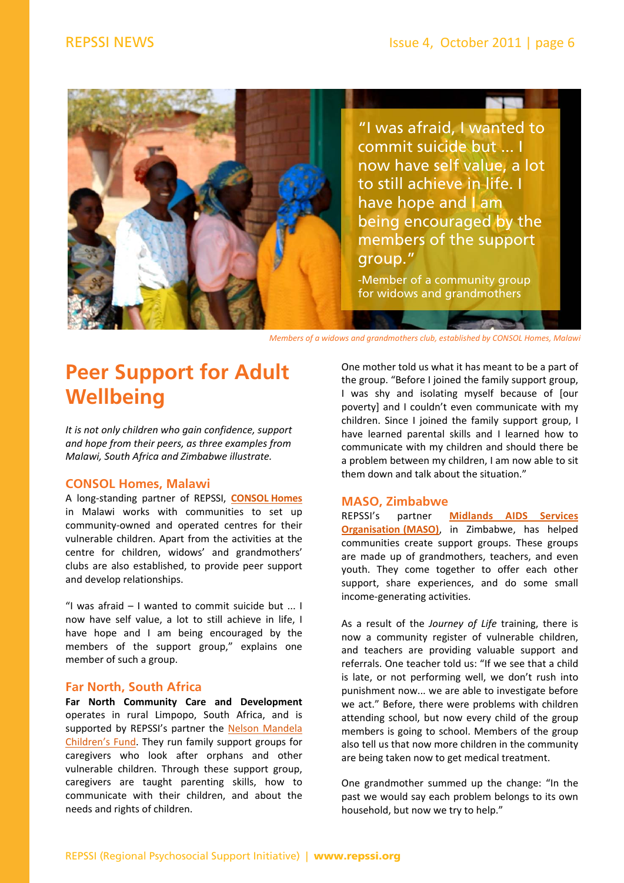"I was afraid, I wanted to commit suicide but ... I now have self value, a lot to still achieve in life. I have hope and I am being encouraged by the members of the support group."

-Member of a community group for widows and grandmothers

*Members of a widows and grandmothers club, established by CONSOL Homes, Malawi*

# Peer Support for Adult Wellbeing

*It is not only children who gain confidence, support and hope from their peers, as three examples from Malawi, South Africa and Zimbabwe illustrate.*

## CONSOL Homes, Malawi

A long-standing partner of REPSSI, **CONSOL Homes** in Malawi works with communities to set up community-owned and operated centres for their vulnerable children. Apart from the activities at the centre for children, widows' and grandmothers' clubs are also established, to provide peer support and develop relationships.

"I was afraid – I wanted to commit suicide but ... I now have self value, a lot to still achieve in life, I have hope and I am being encouraged by the members of the support group," explains one member of such a group.

## Far North, South Africa

**Far North Community Care and Development** operates in rural Limpopo, South Africa, and is supported by REPSSI's partner the Nelson Mandela Children's Fund. They run family support groups for caregivers who look after orphans and other vulnerable children. Through these support group, caregivers are taught parenting skills, how to communicate with their children, and about the needs and rights of children.

One mother told us what it has meant to be a part of the group. "Before I joined the family support group, I was shy and isolating myself because of [our poverty] and I couldn't even communicate with my children. Since I joined the family support group, I have learned parental skills and I learned how to communicate with my children and should there be a problem between my children, I am now able to sit them down and talk about the situation."

## MASO, Zimbabwe

REPSSI's partner **Midlands AIDS Services Organisation (MASO)**, in Zimbabwe, has helped communities create support groups. These groups are made up of grandmothers, teachers, and even youth. They come together to offer each other support, share experiences, and do some small income-generating activities.

As a result of the *Journey of Life* training, there is now a community register of vulnerable children, and teachers are providing valuable support and referrals. One teacher told us: "If we see that a child is late, or not performing well, we don't rush into punishment now... we are able to investigate before we act." Before, there were problems with children attending school, but now every child of the group members is going to school. Members of the group also tell us that now more children in the community are being taken now to get medical treatment.

One grandmother summed up the change: "In the past we would say each problem belongs to its own household, but now we try to help."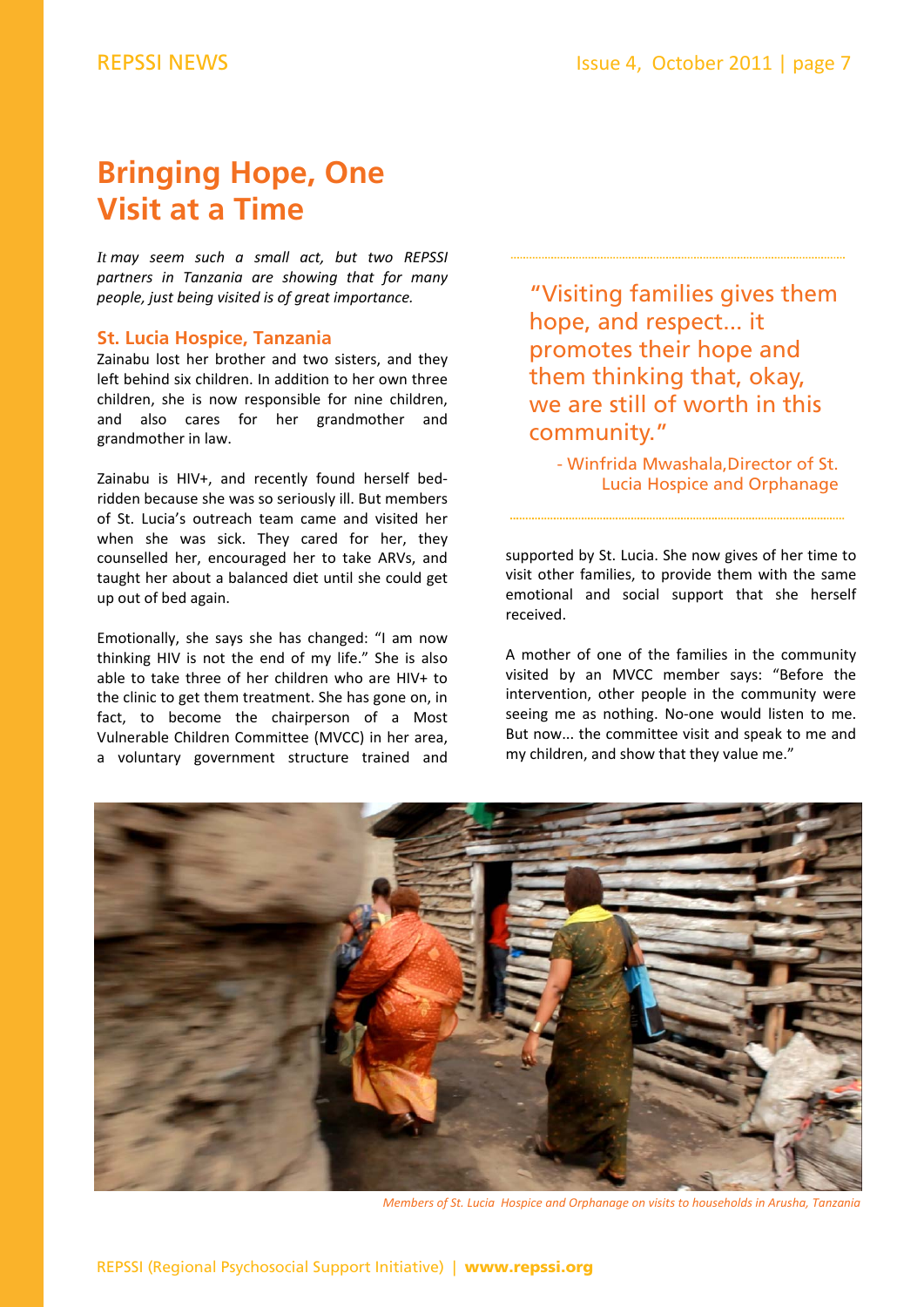# Bringing Hope, One Visit at a Time

*It may seem such a small act, but two REPSSI partners in Tanzania are showing that for many people, just being visited is of great importance.*

### St. Lucia Hospice, Tanzania

Zainabu lost her brother and two sisters, and they left behind six children. In addition to her own three children, she is now responsible for nine children, and also cares for her grandmother and grandmother in law.

Zainabu is HIV+, and recently found herself bed-ridden because she was so seriously ill. But members of St. Lucia's outreach team came and visited her when she was sick. They cared for her, they counselled her, encouraged her to take ARVs, and taught her about a balanced diet until she could get up out of bed again.

Emotionally, she says she has changed: "I am now thinking HIV is not the end of my life." She is also able to take three of her children who are HIV+ to the clinic to get them treatment. She has gone on, in fact, to become the chairperson of a Most Vulnerable Children Committee (MVCC) in her area, a voluntary government structure trained and supported by St. Lucia. She now gives of her time to visit other families, to provide them with the same emotional and social support that she herself received.

> "Visiting families gives them hope, and respect... it promotes their hope and them thinking that, okay, we are still of worth in this community."
>
> - Winfrida Mwashala, Director of St. Lucia Hospice and Orphanage

A mother of one of the families in the community visited by an MVCC member says: "Before the intervention, other people in the community were seeing me as nothing. No-one would listen to me. But now... the committee visit and speak to me and my children, and show that they value me."

*Members of St. Lucia Hospice and Orphanage on visits to households in Arusha, Tanzania*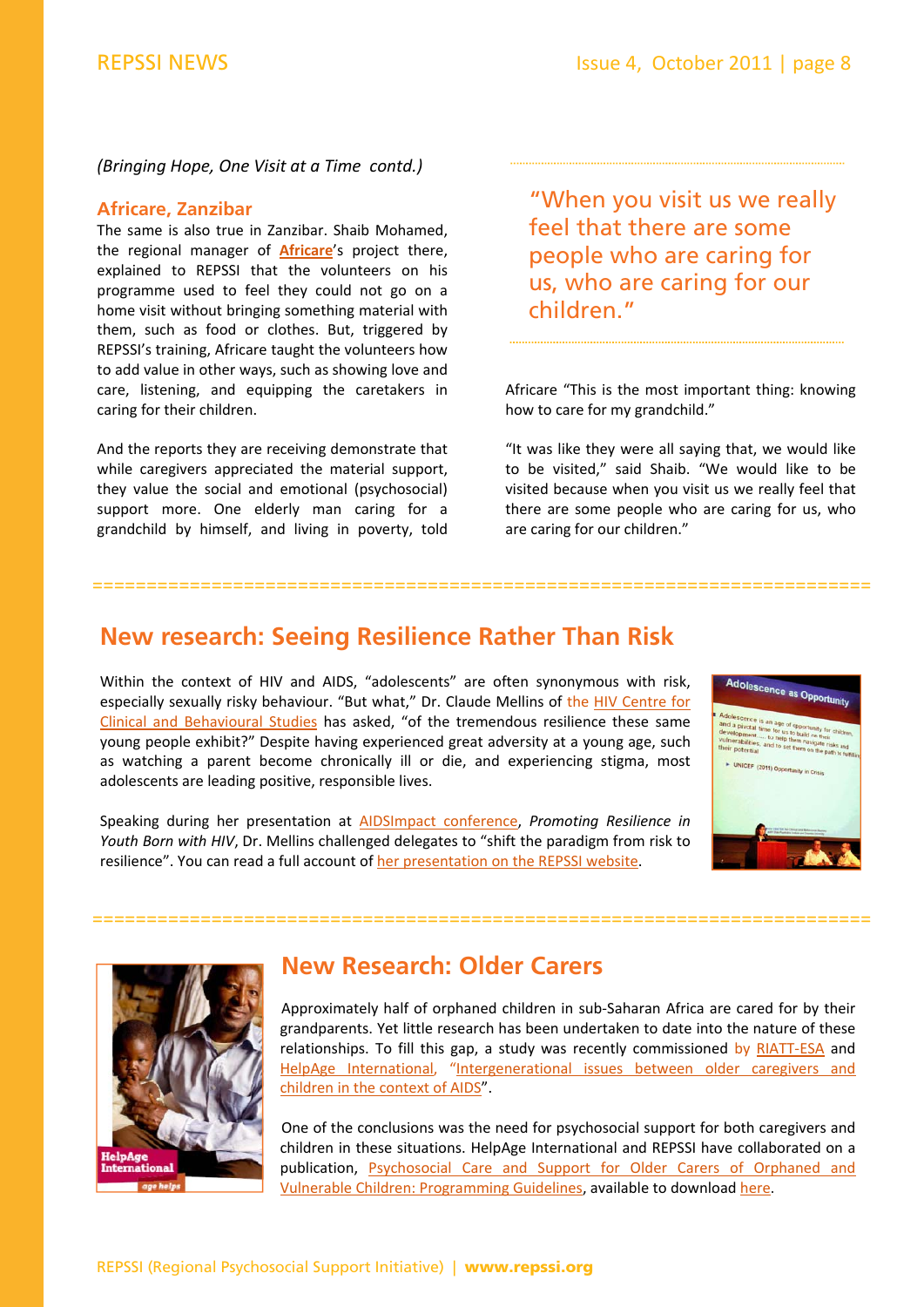*(Bringing Hope, One Visit at a Time contd.)*

## Africare, Zanzibar

The same is also true in Zanzibar. Shaib Mohamed, the regional manager of **Africare**'s project there, explained to REPSSI that the volunteers on his programme used to feel they could not go on a home visit without bringing something material with them, such as food or clothes. But, triggered by REPSSI's training, Africare taught the volunteers how to add value in other ways, such as showing love and care, listening, and equipping the caretakers in caring for their children.

And the reports they are receiving demonstrate that while caregivers appreciated the material support, they value the social and emotional (psychosocial) support more. One elderly man caring for a grandchild by himself, and living in poverty, told Africare "This is the most important thing: knowing how to care for my grandchild."

> "When you visit us we really feel that there are some people who are caring for us, who are caring for our children."

"It was like they were all saying that, we would like to be visited," said Shaib. "We would like to be visited because when you visit us we really feel that there are some people who are caring for us, who are caring for our children."

## New research: Seeing Resilience Rather Than Risk

Within the context of HIV and AIDS, "adolescents" are often synonymous with risk, especially sexually risky behaviour. "But what," Dr. Claude Mellins of the HIV Centre for Clinical and Behavioural Studies has asked, "of the tremendous resilience these same young people exhibit?" Despite having experienced great adversity at a young age, such as watching a parent become chronically ill or die, and experiencing stigma, most adolescents are leading positive, responsible lives.

Speaking during her presentation at AIDSImpact conference, *Promoting Resilience in Youth Born with HIV*, Dr. Mellins challenged delegates to "shift the paradigm from risk to resilience". You can read a full account of her presentation on the REPSSI website.

## New Research: Older Carers

Approximately half of orphaned children in sub-Saharan Africa are cared for by their grandparents. Yet little research has been undertaken to date into the nature of these relationships. To fill this gap, a study was recently commissioned by RIATT-ESA and HelpAge International, "Intergenerational issues between older caregivers and children in the context of AIDS".

One of the conclusions was the need for psychosocial support for both caregivers and children in these situations. HelpAge International and REPSSI have collaborated on a publication, Psychosocial Care and Support for Older Carers of Orphaned and Vulnerable Children: Programming Guidelines, available to download here.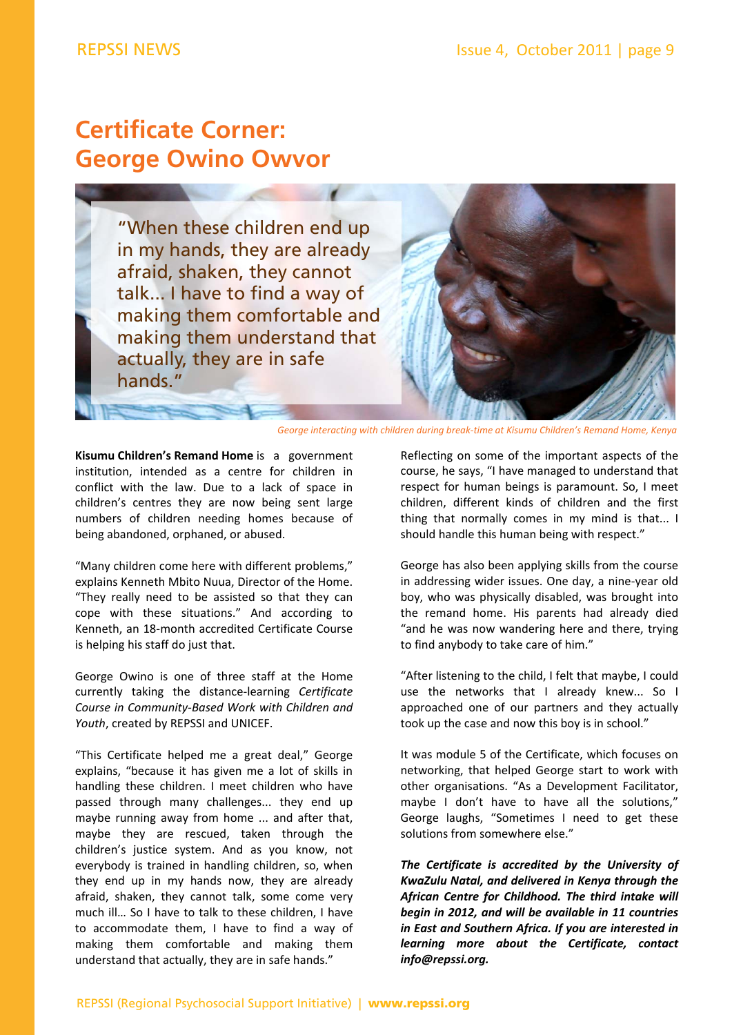# Certificate Corner: George Owino Owvor

"When these children end up in my hands, they are already afraid, shaken, they cannot talk... I have to find a way of making them comfortable and making them understand that actually, they are in safe hands."

*George interacting with children during break-time at Kisumu Children's Remand Home, Kenya*

**Kisumu Children's Remand Home** is a government institution, intended as a centre for children in conflict with the law. Due to a lack of space in children's centres they are now being sent large numbers of children needing homes because of being abandoned, orphaned, or abused.

"Many children come here with different problems," explains Kenneth Mbito Nuua, Director of the Home. "They really need to be assisted so that they can cope with these situations." And according to Kenneth, an 18-month accredited Certificate Course is helping his staff do just that.

George Owino is one of three staff at the Home currently taking the distance-learning *Certificate Course in Community-Based Work with Children and Youth*, created by REPSSI and UNICEF.

"This Certificate helped me a great deal," George explains, "because it has given me a lot of skills in handling these children. I meet children who have passed through many challenges... they end up maybe running away from home ... and after that, maybe they are rescued, taken through the children's justice system. And as you know, not everybody is trained in handling children, so, when they end up in my hands now, they are already afraid, shaken, they cannot talk, some come very much ill… So I have to talk to these children, I have to accommodate them, I have to find a way of making them comfortable and making them understand that actually, they are in safe hands."

Reflecting on some of the important aspects of the course, he says, "I have managed to understand that respect for human beings is paramount. So, I meet children, different kinds of children and the first thing that normally comes in my mind is that... I should handle this human being with respect."

George has also been applying skills from the course in addressing wider issues. One day, a nine-year old boy, who was physically disabled, was brought into the remand home. His parents had already died "and he was now wandering here and there, trying to find anybody to take care of him."

"After listening to the child, I felt that maybe, I could use the networks that I already knew... So I approached one of our partners and they actually took up the case and now this boy is in school."

It was module 5 of the Certificate, which focuses on networking, that helped George start to work with other organisations. "As a Development Facilitator, maybe I don't have to have all the solutions," George laughs, "Sometimes I need to get these solutions from somewhere else."

***The Certificate is accredited by the University of KwaZulu Natal, and delivered in Kenya through the African Centre for Childhood. The third intake will begin in 2012, and will be available in 11 countries in East and Southern Africa. If you are interested in learning more about the Certificate, contact info@repssi.org.***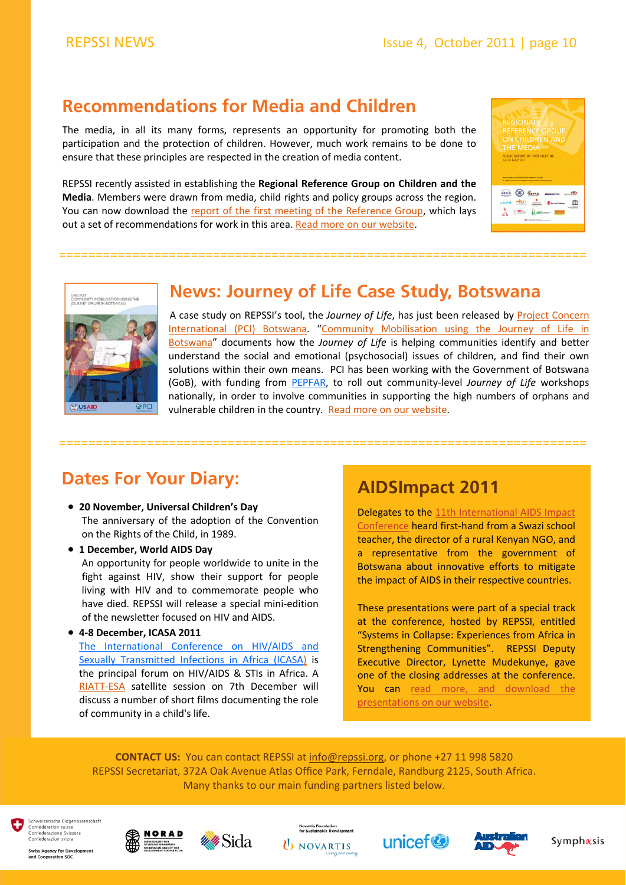## Recommendations for Media and Children

The media, in all its many forms, represents an opportunity for promoting both the participation and the protection of children. However, much work remains to be done to ensure that these principles are respected in the creation of media content.

REPSSI recently assisted in establishing the **Regional Reference Group on Children and the Media**. Members were drawn from media, child rights and policy groups across the region. You can now download the report of the first meeting of the Reference Group, which lays out a set of recommendations for work in this area. Read more on our website.

## News: Journey of Life Case Study, Botswana

A case study on REPSSI's tool, the *Journey of Life*, has just been released by Project Concern International (PCI) Botswana. "Community Mobilisation using the Journey of Life in Botswana" documents how the *Journey of Life* is helping communities identify and better understand the social and emotional (psychosocial) issues of children, and find their own solutions within their own means. PCI has been working with the Government of Botswana (GoB), with funding from PEPFAR, to roll out community-level *Journey of Life* workshops nationally, in order to involve communities in supporting the high numbers of orphans and vulnerable children in the country. Read more on our website.

## Dates For Your Diary:

- **20 November, Universal Children's Day**
  The anniversary of the adoption of the Convention on the Rights of the Child, in 1989.
- **1 December, World AIDS Day**
  An opportunity for people worldwide to unite in the fight against HIV, show their support for people living with HIV and to commemorate people who have died. REPSSI will release a special mini-edition of the newsletter focused on HIV and AIDS.
- **4-8 December, ICASA 2011**
  The International Conference on HIV/AIDS and Sexually Transmitted Infections in Africa (ICASA) is the principal forum on HIV/AIDS & STIs in Africa. A RIATT-ESA satellite session on 7th December will discuss a number of short films documenting the role of community in a child's life.

## AIDSImpact 2011

Delegates to the 11th International AIDS Impact Conference heard first-hand from a Swazi school teacher, the director of a rural Kenyan NGO, and a representative from the government of Botswana about innovative efforts to mitigate the impact of AIDS in their respective countries.

These presentations were part of a special track at the conference, hosted by REPSSI, entitled "Systems in Collapse: Experiences from Africa in Strengthening Communities". REPSSI Deputy Executive Director, Lynette Mudekunye, gave one of the closing addresses at the conference. You can read more, and download the presentations on our website.

**CONTACT US:** You can contact REPSSI at info@repssi.org, or phone +27 11 998 5820
REPSSI Secretariat, 372A Oak Avenue Atlas Office Park, Ferndale, Randburg 2125, South Africa.
Many thanks to our main funding partners listed below.

Schweizerische Eidgenossenschaft
Confédération suisse
Confederazione Svizzera
Confederaziun svizra

**Swiss Agency for Development and Cooperation SDC**

NORAD · Sida · Novartis Foundation for Sustainable Development · unicef · Australian AID · Symphasis